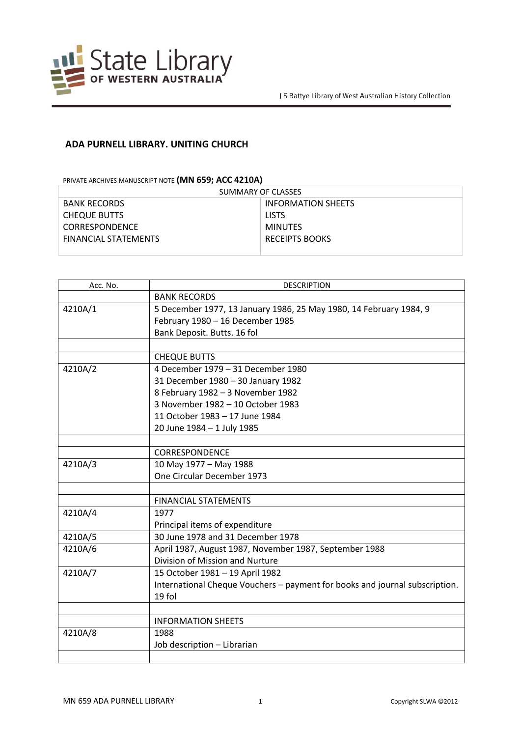J S Battye Library of West Australian History Collection

## ADA PURNELL LIBRARY. UNITING CHURCH

PRIVATE ARCHIVES MANUSCRIPT NOTE **(MN 659; ACC 4210A)**

| SUMMARY OF CLASSES | |
|---|---|
| BANK RECORDS | INFORMATION SHEETS |
| CHEQUE BUTTS | LISTS |
| CORRESPONDENCE | MINUTES |
| FINANCIAL STATEMENTS | RECEIPTS BOOKS |

| Acc. No. | DESCRIPTION |
|---|---|
| | BANK RECORDS |
| 4210A/1 | 5 December 1977, 13 January 1986, 25 May 1980, 14 February 1984, 9 February 1980 – 16 December 1985<br>Bank Deposit. Butts. 16 fol |
| | |
| | CHEQUE BUTTS |
| 4210A/2 | 4 December 1979 – 31 December 1980<br>31 December 1980 – 30 January 1982<br>8 February 1982 – 3 November 1982<br>3 November 1982 – 10 October 1983<br>11 October 1983 – 17 June 1984<br>20 June 1984 – 1 July 1985 |
| | |
| | CORRESPONDENCE |
| 4210A/3 | 10 May 1977 – May 1988<br>One Circular December 1973 |
| | |
| | FINANCIAL STATEMENTS |
| 4210A/4 | 1977<br>Principal items of expenditure |
| 4210A/5 | 30 June 1978 and 31 December 1978 |
| 4210A/6 | April 1987, August 1987, November 1987, September 1988<br>Division of Mission and Nurture |
| 4210A/7 | 15 October 1981 – 19 April 1982<br>International Cheque Vouchers – payment for books and journal subscription. 19 fol |
| | |
| | INFORMATION SHEETS |
| 4210A/8 | 1988<br>Job description – Librarian |
| | |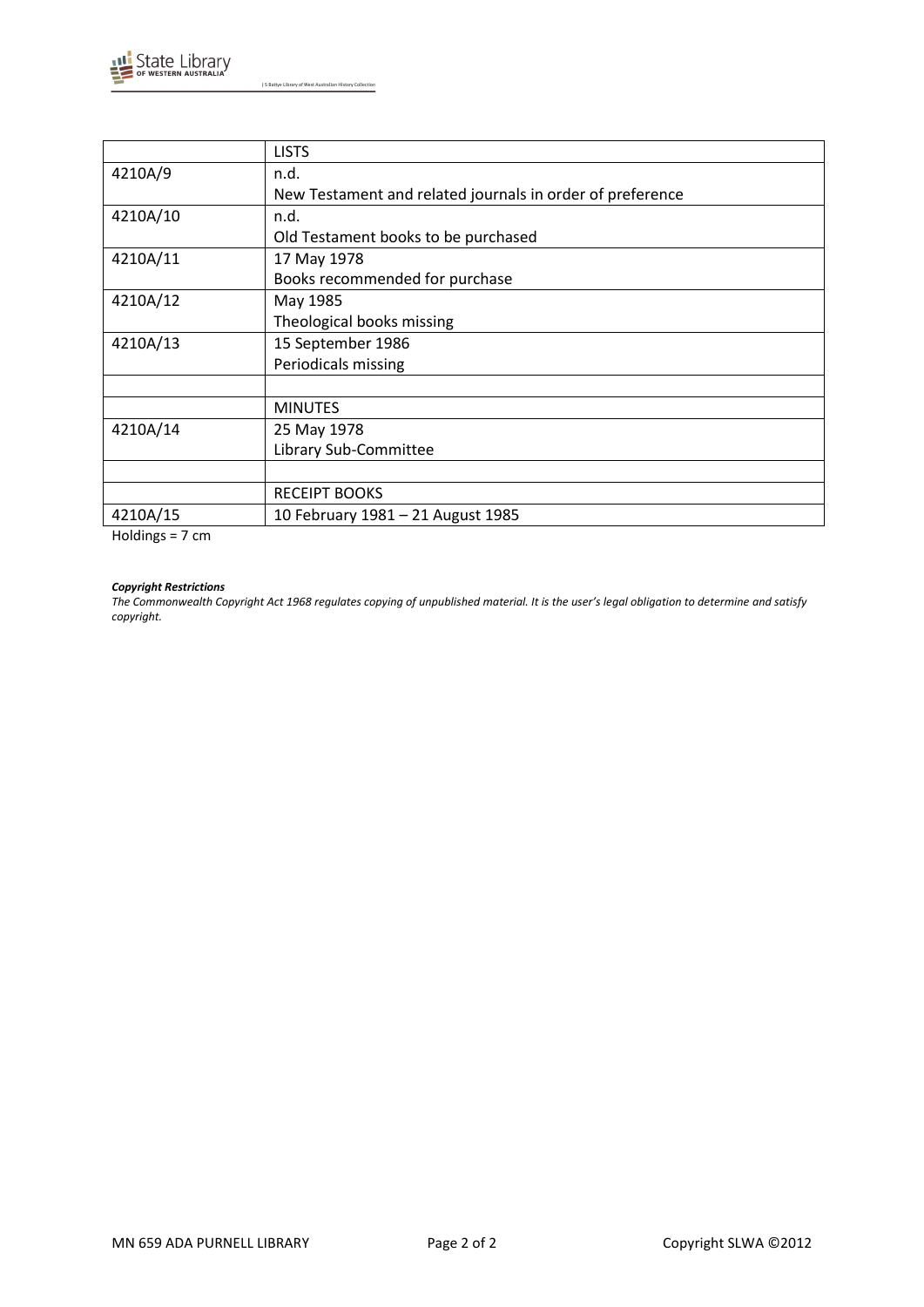| | |
|---|---|
| | LISTS |
| 4210A/9 | n.d.<br>New Testament and related journals in order of preference |
| 4210A/10 | n.d.<br>Old Testament books to be purchased |
| 4210A/11 | 17 May 1978<br>Books recommended for purchase |
| 4210A/12 | May 1985<br>Theological books missing |
| 4210A/13 | 15 September 1986<br>Periodicals missing |
| | |
| | MINUTES |
| 4210A/14 | 25 May 1978<br>Library Sub-Committee |
| | |
| | RECEIPT BOOKS |
| 4210A/15 | 10 February 1981 – 21 August 1985 |

Holdings = 7 cm

***Copyright Restrictions***

*The Commonwealth Copyright Act 1968 regulates copying of unpublished material. It is the user's legal obligation to determine and satisfy copyright.*